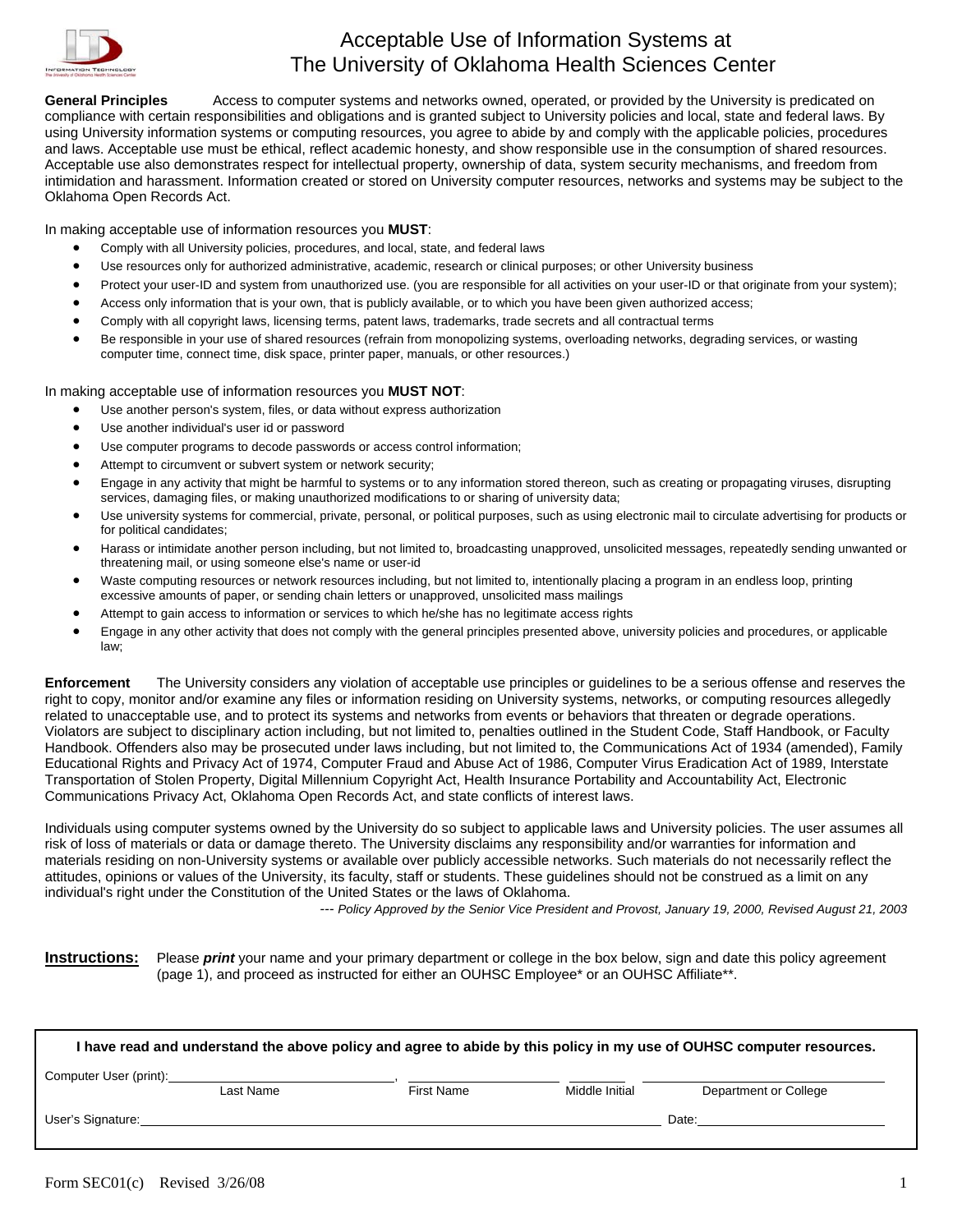# Acceptable Use of Information Systems at The University of Oklahoma Health Sciences Center

**General Principles** Access to computer systems and networks owned, operated, or provided by the University is predicated on compliance with certain responsibilities and obligations and is granted subject to University policies and local, state and federal laws. By using University information systems or computing resources, you agree to abide by and comply with the applicable policies, procedures and laws. Acceptable use must be ethical, reflect academic honesty, and show responsible use in the consumption of shared resources. Acceptable use also demonstrates respect for intellectual property, ownership of data, system security mechanisms, and freedom from intimidation and harassment. Information created or stored on University computer resources, networks and systems may be subject to the Oklahoma Open Records Act.

In making acceptable use of information resources you **MUST**:

- Comply with all University policies, procedures, and local, state, and federal laws
- Use resources only for authorized administrative, academic, research or clinical purposes; or other University business
- Protect your user-ID and system from unauthorized use. (you are responsible for all activities on your user-ID or that originate from your system);
- Access only information that is your own, that is publicly available, or to which you have been given authorized access;
- Comply with all copyright laws, licensing terms, patent laws, trademarks, trade secrets and all contractual terms
- Be responsible in your use of shared resources (refrain from monopolizing systems, overloading networks, degrading services, or wasting computer time, connect time, disk space, printer paper, manuals, or other resources.)

In making acceptable use of information resources you **MUST NOT**:

- Use another person's system, files, or data without express authorization
- Use another individual's user id or password
- Use computer programs to decode passwords or access control information;
- Attempt to circumvent or subvert system or network security;
- Engage in any activity that might be harmful to systems or to any information stored thereon, such as creating or propagating viruses, disrupting services, damaging files, or making unauthorized modifications to or sharing of university data;
- Use university systems for commercial, private, personal, or political purposes, such as using electronic mail to circulate advertising for products or for political candidates;
- Harass or intimidate another person including, but not limited to, broadcasting unapproved, unsolicited messages, repeatedly sending unwanted or threatening mail, or using someone else's name or user-id
- Waste computing resources or network resources including, but not limited to, intentionally placing a program in an endless loop, printing excessive amounts of paper, or sending chain letters or unapproved, unsolicited mass mailings
- Attempt to gain access to information or services to which he/she has no legitimate access rights
- Engage in any other activity that does not comply with the general principles presented above, university policies and procedures, or applicable law;

**Enforcement** The University considers any violation of acceptable use principles or guidelines to be a serious offense and reserves the right to copy, monitor and/or examine any files or information residing on University systems, networks, or computing resources allegedly related to unacceptable use, and to protect its systems and networks from events or behaviors that threaten or degrade operations. Violators are subject to disciplinary action including, but not limited to, penalties outlined in the Student Code, Staff Handbook, or Faculty Handbook. Offenders also may be prosecuted under laws including, but not limited to, the Communications Act of 1934 (amended), Family Educational Rights and Privacy Act of 1974, Computer Fraud and Abuse Act of 1986, Computer Virus Eradication Act of 1989, Interstate Transportation of Stolen Property, Digital Millennium Copyright Act, Health Insurance Portability and Accountability Act, Electronic Communications Privacy Act, Oklahoma Open Records Act, and state conflicts of interest laws.

Individuals using computer systems owned by the University do so subject to applicable laws and University policies. The user assumes all risk of loss of materials or data or damage thereto. The University disclaims any responsibility and/or warranties for information and materials residing on non-University systems or available over publicly accessible networks. Such materials do not necessarily reflect the attitudes, opinions or values of the University, its faculty, staff or students. These guidelines should not be construed as a limit on any individual's right under the Constitution of the United States or the laws of Oklahoma.

*--- Policy Approved by the Senior Vice President and Provost, January 19, 2000, Revised August 21, 2003*

**Instructions:** Please ***print*** your name and your primary department or college in the box below, sign and date this policy agreement (page 1), and proceed as instructed for either an OUHSC Employee* or an OUHSC Affiliate**.

**I have read and understand the above policy and agree to abide by this policy in my use of OUHSC computer resources.**

Computer User (print): ______________________, ______________ ________ ______________________
Last Name, First Name, Middle Initial, Department or College

User's Signature: ________________________________________ Date: ______________________

Form SEC01(c) Revised 3/26/08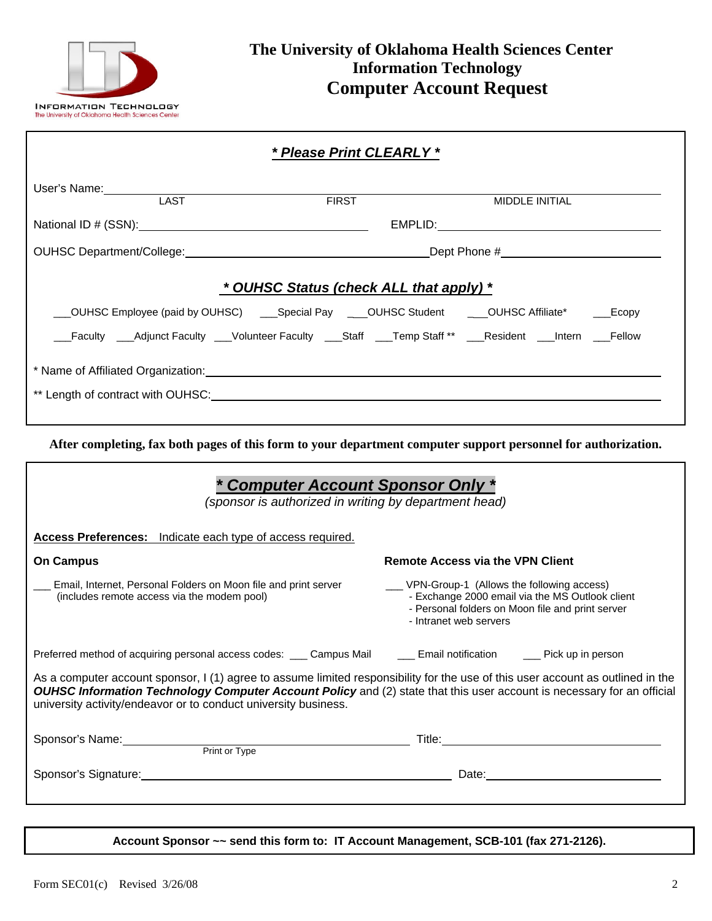# The University of Oklahoma Health Sciences Center
## Information Technology
## Computer Account Request

INFORMATION TECHNOLOGY
The University of Oklahoma Health Sciences Center

***\* Please Print CLEARLY \****

User's Name: ______________________________________________________________
LAST FIRST MIDDLE INITIAL

National ID # (SSN): ____________________ EMPLID: ____________________

OUHSC Department/College: ____________________ Dept Phone # ____________________

***\* OUHSC Status (check ALL that apply) \****

___OUHSC Employee (paid by OUHSC) ___Special Pay ___OUHSC Student ___OUHSC Affiliate* ___Ecopy

___Faculty ___Adjunct Faculty ___Volunteer Faculty ___Staff ___Temp Staff ** ___Resident ___Intern ___Fellow

\* Name of Affiliated Organization: ______________________________________________

\*\* Length of contract with OUHSC: ______________________________________________

**After completing, fax both pages of this form to your department computer support personnel for authorization.**

***\* Computer Account Sponsor Only \****

*(sponsor is authorized in writing by department head)*

**Access Preferences:** Indicate each type of access required.

**On Campus**

___ Email, Internet, Personal Folders on Moon file and print server (includes remote access via the modem pool)

**Remote Access via the VPN Client**

___ VPN-Group-1 (Allows the following access)
- Exchange 2000 email via the MS Outlook client
- Personal folders on Moon file and print server
- Intranet web servers

Preferred method of acquiring personal access codes: ___ Campus Mail ___ Email notification ___ Pick up in person

As a computer account sponsor, I (1) agree to assume limited responsibility for the use of this user account as outlined in the ***OUHSC Information Technology Computer Account Policy*** and (2) state that this user account is necessary for an official university activity/endeavor or to conduct university business.

Sponsor's Name: ______________________________ Title: ______________________________
Print or Type

Sponsor's Signature: ______________________________ Date: ______________________________

**Account Sponsor ~~ send this form to: IT Account Management, SCB-101 (fax 271-2126).**

Form SEC01(c) Revised 3/26/08